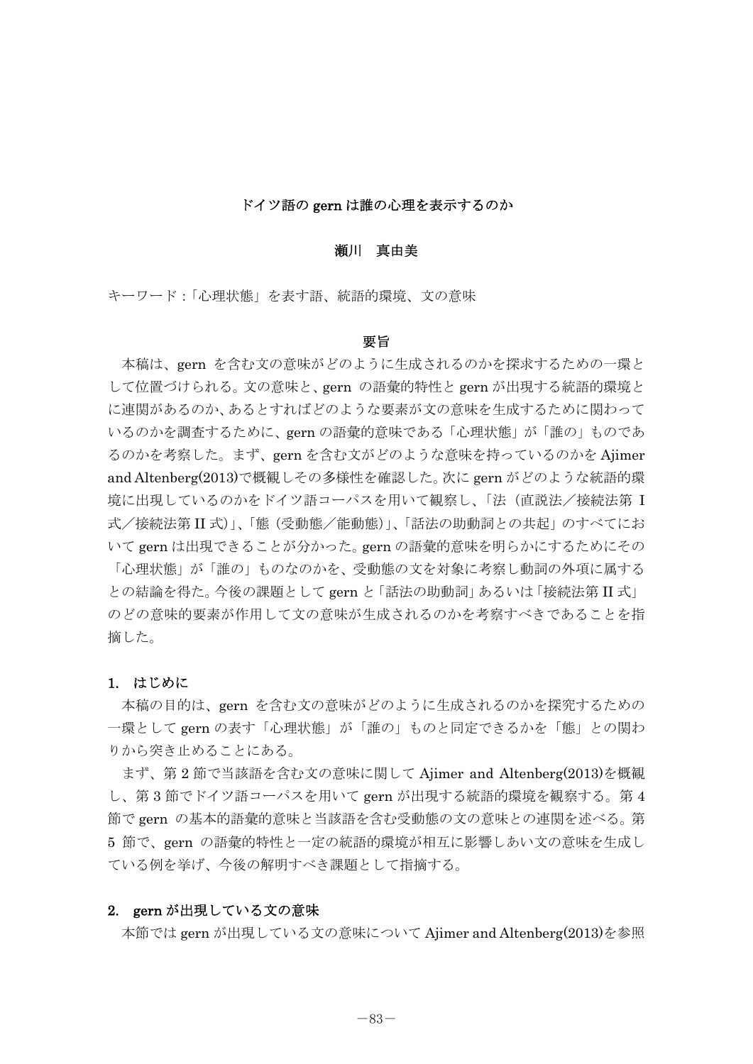# ドイツ語の gern は誰の心理を表示するのか

**瀬川　真由美**

キーワード：「心理状態」を表す語、統語的環境、文の意味

## 要旨

本稿は、gern を含む文の意味がどのように生成されるのかを探求するための一環として位置づけられる。文の意味と、gern の語彙的特性と gern が出現する統語的環境とに連関があるのか、あるとすればどのような要素が文の意味を生成するために関わっているのかを調査するために、gern の語彙的意味である「心理状態」が「誰の」ものであるのかを考察した。まず、gern を含む文がどのような意味を持っているのかを Ajimer and Altenberg(2013)で概観しその多様性を確認した。次に gern がどのような統語的環境に出現しているのかをドイツ語コーパスを用いて観察し、「法（直説法／接続法第 I 式／接続法第 II 式)」、「態（受動態／能動態)」、「話法の助動詞との共起」のすべてにおいて gern は出現できることが分かった。gern の語彙的意味を明らかにするためにその「心理状態」が「誰の」ものなのかを、受動態の文を対象に考察し動詞の外項に属するとの結論を得た。今後の課題として gern と「話法の助動詞」あるいは「接続法第 II 式」のどの意味的要素が作用して文の意味が生成されるのかを考察すべきであることを指摘した。

## 1. はじめに

本稿の目的は、gern を含む文の意味がどのように生成されるのかを探究するための一環として gern の表す「心理状態」が「誰の」ものと同定できるかを「態」との関わりから突き止めることにある。

まず、第 2 節で当該語を含む文の意味に関して Ajimer and Altenberg(2013)を概観し、第 3 節でドイツ語コーパスを用いて gern が出現する統語的環境を観察する。第 4 節で gern の基本的語彙的意味と当該語を含む受動態の文の意味との連関を述べる。第 5 節で、gern の語彙的特性と一定の統語的環境が相互に影響しあい文の意味を生成している例を挙げ、今後の解明すべき課題として指摘する。

## 2. gern が出現している文の意味

本節では gern が出現している文の意味について Ajimer and Altenberg(2013)を参照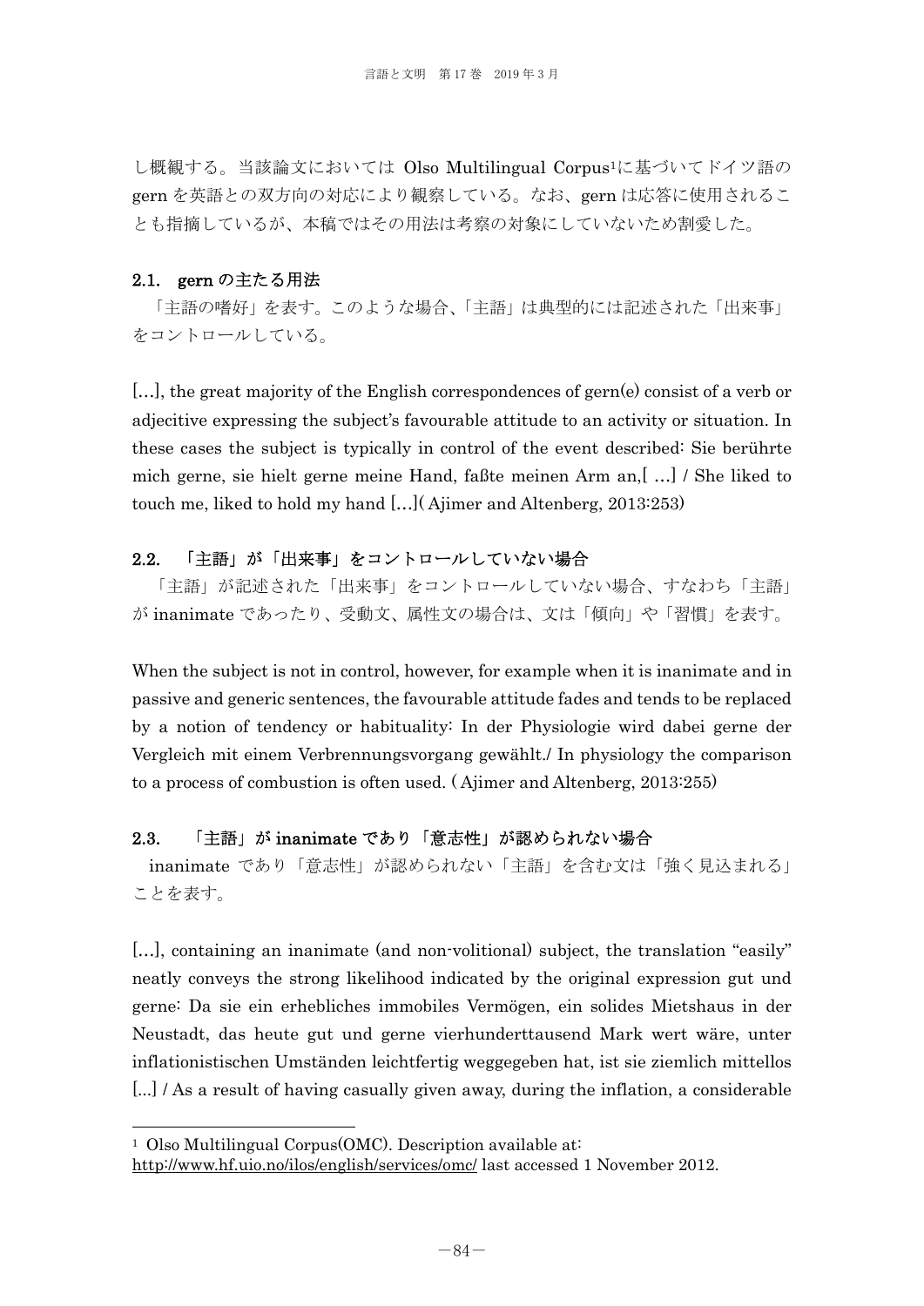し概観する。当該論文においては Olso Multilingual Corpus[1]に基づいてドイツ語の gern を英語との双方向の対応により観察している。なお、gern は応答に使用されることも指摘しているが、本稿ではその用法は考察の対象にしていないため割愛した。

### 2.1. gern の主たる用法

「主語の嗜好」を表す。このような場合、「主語」は典型的には記述された「出来事」をコントロールしている。

[...], the great majority of the English correspondences of gern(e) consist of a verb or adjecitive expressing the subject's favourable attitude to an activity or situation. In these cases the subject is typically in control of the event described: Sie berührte mich gerne, sie hielt gerne meine Hand, faßte meinen Arm an,[ ...] / She liked to touch me, liked to hold my hand [...]( Ajimer and Altenberg, 2013:253)

### 2.2. 「主語」が「出来事」をコントロールしていない場合

「主語」が記述された「出来事」をコントロールしていない場合、すなわち「主語」が inanimate であったり、受動文、属性文の場合は、文は「傾向」や「習慣」を表す。

When the subject is not in control, however, for example when it is inanimate and in passive and generic sentences, the favourable attitude fades and tends to be replaced by a notion of tendency or habituality: In der Physiologie wird dabei gerne der Vergleich mit einem Verbrennungsvorgang gewählt./ In physiology the comparison to a process of combustion is often used. ( Ajimer and Altenberg, 2013:255)

### 2.3. 「主語」が inanimate であり「意志性」が認められない場合

inanimate であり「意志性」が認められない「主語」を含む文は「強く見込まれる」ことを表す。

[...], containing an inanimate (and non-volitional) subject, the translation "easily" neatly conveys the strong likelihood indicated by the original expression gut und gerne: Da sie ein erhebliches immobiles Vermögen, ein solides Mietshaus in der Neustadt, das heute gut und gerne vierhunderttausend Mark wert wäre, unter inflationistischen Umständen leichtfertig weggegeben hat, ist sie ziemlich mittellos [...] / As a result of having casually given away, during the inflation, a considerable

---

[1] Olso Multilingual Corpus(OMC). Description available at: http://www.hf.uio.no/ilos/english/services/omc/ last accessed 1 November 2012.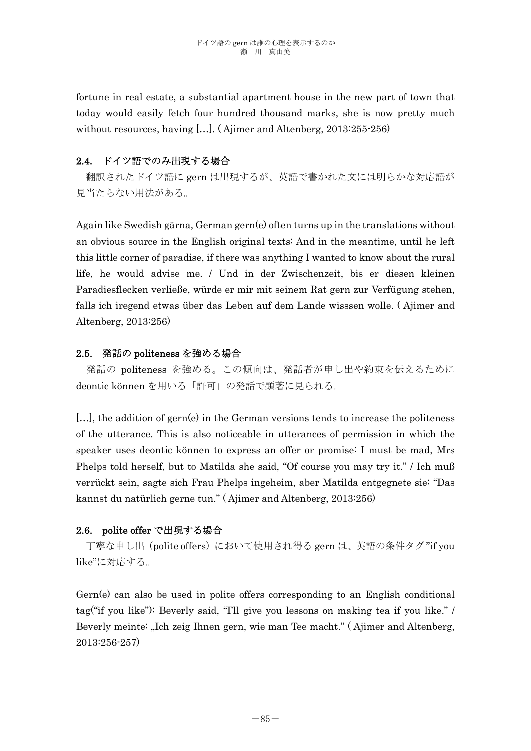fortune in real estate, a substantial apartment house in the new part of town that today would easily fetch four hundred thousand marks, she is now pretty much without resources, having [...]. ( Ajimer and Altenberg, 2013:255-256)

### 2.4. ドイツ語でのみ出現する場合

翻訳されたドイツ語に gern は出現するが、英語で書かれた文には明らかな対応語が見当たらない用法がある。

Again like Swedish gärna, German gern(e) often turns up in the translations without an obvious source in the English original texts: And in the meantime, until he left this little corner of paradise, if there was anything I wanted to know about the rural life, he would advise me. / Und in der Zwischenzeit, bis er diesen kleinen Paradiesflecken verließe, würde er mir mit seinem Rat gern zur Verfügung stehen, falls ich iregend etwas über das Leben auf dem Lande wisssen wolle. ( Ajimer and Altenberg, 2013:256)

### 2.5. 発話の politeness を強める場合

発話の politeness を強める。この傾向は、発話者が申し出や約束を伝えるために deontic können を用いる「許可」の発話で顕著に見られる。

[...], the addition of gern(e) in the German versions tends to increase the politeness of the utterance. This is also noticeable in utterances of permission in which the speaker uses deontic können to express an offer or promise: I must be mad, Mrs Phelps told herself, but to Matilda she said, "Of course you may try it." / Ich muß verrückt sein, sagte sich Frau Phelps ingeheim, aber Matilda entgegnete sie: "Das kannst du natürlich gerne tun." ( Ajimer and Altenberg, 2013:256)

### 2.6. polite offer で出現する場合

丁寧な申し出（polite offers）において使用され得る gern は、英語の条件タグ"if you like"に対応する。

Gern(e) can also be used in polite offers corresponding to an English conditional tag("if you like"): Beverly said, "I'll give you lessons on making tea if you like." / Beverly meinte: „Ich zeig Ihnen gern, wie man Tee macht." ( Ajimer and Altenberg, 2013:256-257)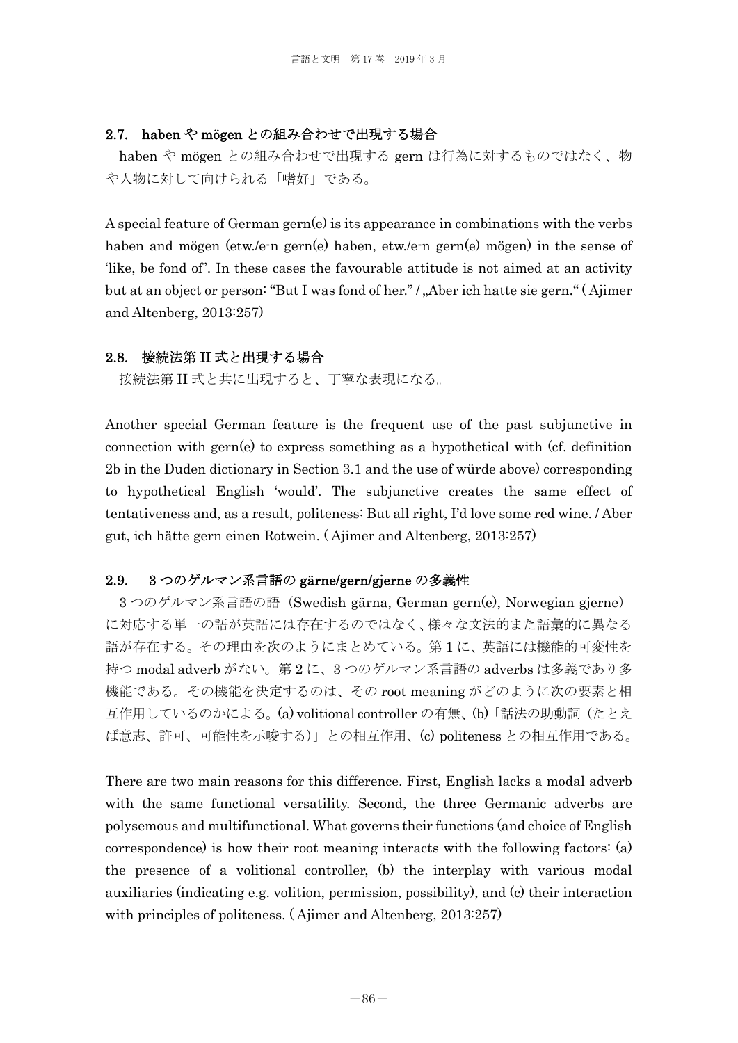### 2.7. haben や mögen との組み合わせで出現する場合

haben や mögen との組み合わせで出現する gern は行為に対するものではなく、物や人物に対して向けられる「嗜好」である。

A special feature of German gern(e) is its appearance in combinations with the verbs haben and mögen (etw./e-n gern(e) haben, etw./e-n gern(e) mögen) in the sense of 'like, be fond of'. In these cases the favourable attitude is not aimed at an activity but at an object or person: "But I was fond of her." / „Aber ich hatte sie gern.“ ( Ajimer and Altenberg, 2013:257)

### 2.8. 接続法第 II 式と出現する場合

接続法第 II 式と共に出現すると、丁寧な表現になる。

Another special German feature is the frequent use of the past subjunctive in connection with gern(e) to express something as a hypothetical with (cf. definition 2b in the Duden dictionary in Section 3.1 and the use of würde above) corresponding to hypothetical English 'would'. The subjunctive creates the same effect of tentativeness and, as a result, politeness: But all right, I'd love some red wine. / Aber gut, ich hätte gern einen Rotwein. ( Ajimer and Altenberg, 2013:257)

### 2.9. 3 つのゲルマン系言語の gärne/gern/gjerne の多義性

3 つのゲルマン系言語の語（Swedish gärna, German gern(e), Norwegian gjerne）に対応する単一の語が英語には存在するのではなく、様々な文法的また語彙的に異なる語が存在する。その理由を次のようにまとめている。第 1 に、英語には機能的可変性を持つ modal adverb がない。第 2 に、3 つのゲルマン系言語の adverbs は多義であり多機能である。その機能を決定するのは、その root meaning がどのように次の要素と相互作用しているのかによる。(a) volitional controller の有無、(b)「話法の助動詞（たとえば意志、許可、可能性を示唆する）」との相互作用、(c) politeness との相互作用である。

There are two main reasons for this difference. First, English lacks a modal adverb with the same functional versatility. Second, the three Germanic adverbs are polysemous and multifunctional. What governs their functions (and choice of English correspondence) is how their root meaning interacts with the following factors: (a) the presence of a volitional controller, (b) the interplay with various modal auxiliaries (indicating e.g. volition, permission, possibility), and (c) their interaction with principles of politeness. ( Ajimer and Altenberg, 2013:257)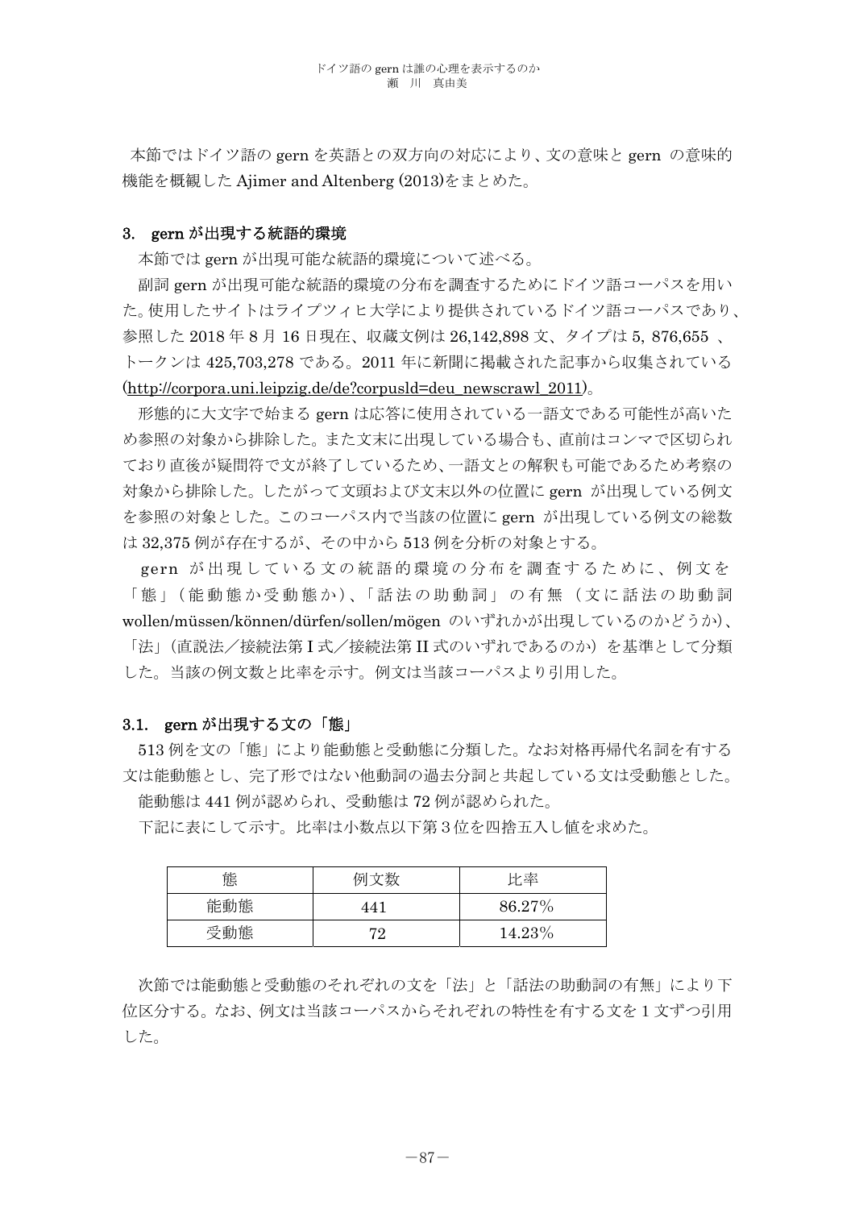本節ではドイツ語の gern を英語との双方向の対応により、文の意味と gern の意味的機能を概観した Ajimer and Altenberg (2013)をまとめた。

## 3. gern が出現する統語的環境

本節では gern が出現可能な統語的環境について述べる。

副詞 gern が出現可能な統語的環境の分布を調査するためにドイツ語コーパスを用いた。使用したサイトはライプツィヒ大学により提供されているドイツ語コーパスであり、参照した 2018 年 8 月 16 日現在、収蔵文例は 26,142,898 文、タイプは 5, 876,655 、トークンは 425,703,278 である。2011 年に新聞に掲載された記事から収集されている(http://corpora.uni.leipzig.de/de?corpusld=deu_newscrawl_2011)。

形態的に大文字で始まる gern は応答に使用されている一語文である可能性が高いため参照の対象から排除した。また文末に出現している場合も、直前はコンマで区切られており直後が疑問符で文が終了しているため、一語文との解釈も可能であるため考察の対象から排除した。したがって文頭および文末以外の位置に gern が出現している例文を参照の対象とした。このコーパス内で当該の位置に gern が出現している例文の総数は 32,375 例が存在するが、その中から 513 例を分析の対象とする。

gern が出現している文の統語的環境の分布を調査するために、例文を「態」（能動態か受動態か）、「話法の助動詞」の有無（文に話法の助動詞 wollen/müssen/können/dürfen/sollen/mögen のいずれかが出現しているのかどうか）、「法」（直説法／接続法第 I 式／接続法第 II 式のいずれであるのか）を基準として分類した。当該の例文数と比率を示す。例文は当該コーパスより引用した。

### 3.1. gern が出現する文の「態」

513 例を文の「態」により能動態と受動態に分類した。なお対格再帰代名詞を有する文は能動態とし、完了形ではない他動詞の過去分詞と共起している文は受動態とした。

能動態は 441 例が認められ、受動態は 72 例が認められた。

下記に表にして示す。比率は小数点以下第 3 位を四捨五入し値を求めた。

| 態 | 例文数 | 比率 |
|---|---|---|
| 能動態 | 441 | 86.27% |
| 受動態 | 72 | 14.23% |

次節では能動態と受動態のそれぞれの文を「法」と「話法の助動詞の有無」により下位区分する。なお、例文は当該コーパスからそれぞれの特性を有する文を 1 文ずつ引用した。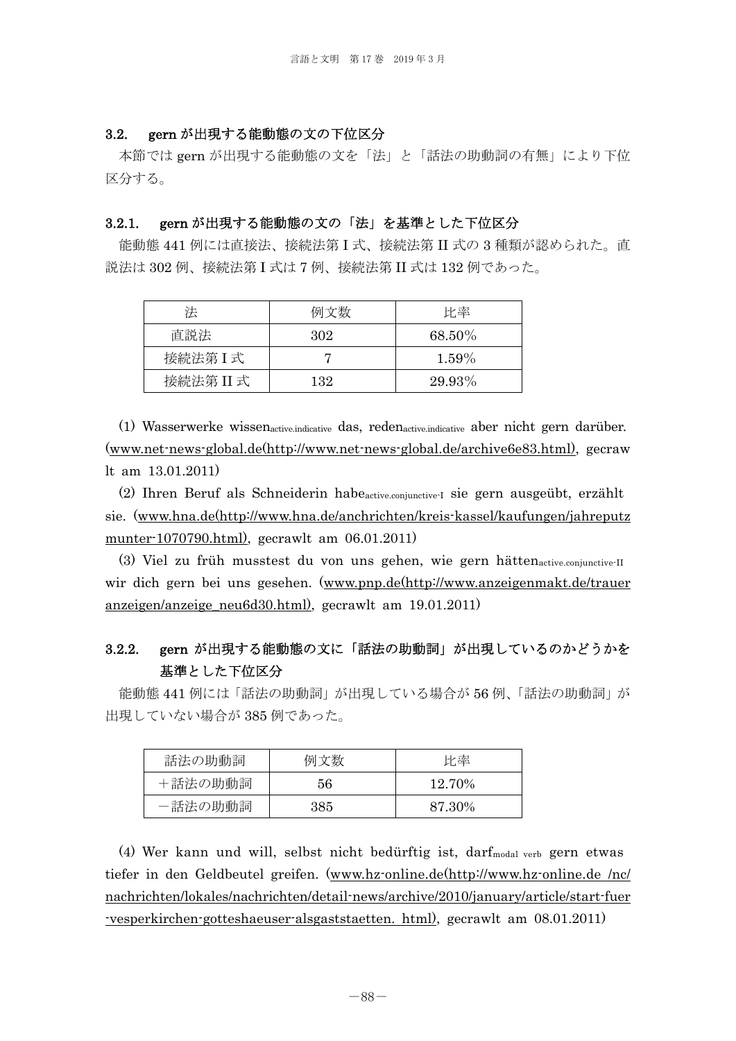### 3.2. gern が出現する能動態の文の下位区分

本節では gern が出現する能動態の文を「法」と「話法の助動詞の有無」により下位区分する。

#### 3.2.1. gern が出現する能動態の文の「法」を基準とした下位区分

能動態 441 例には直接法、接続法第 I 式、接続法第 II 式の 3 種類が認められた。直説法は 302 例、接続法第 I 式は 7 例、接続法第 II 式は 132 例であった。

| 法 | 例文数 | 比率 |
|---|---|---|
| 直説法 | 302 | 68.50% |
| 接続法第 I 式 | 7 | 1.59% |
| 接続法第 II 式 | 132 | 29.93% |

(1) Wasserwerke wissen$_{\text{active.indicative}}$ das, reden$_{\text{active.indicative}}$ aber nicht gern darüber. (www.net-news-global.de(http://www.net-news-global.de/archive6e83.html), gecrawlt am 13.01.2011)

(2) Ihren Beruf als Schneiderin habe$_{\text{active.conjunctive-I}}$ sie gern ausgeübt, erzählt sie. (www.hna.de(http://www.hna.de/anchrichten/kreis-kassel/kaufungen/jahreputzmunter-1070790.html), gecrawlt am 06.01.2011)

(3) Viel zu früh musstest du von uns gehen, wie gern hätten$_{\text{active.conjunctive-II}}$ wir dich gern bei uns gesehen. (www.pnp.de(http://www.anzeigenmakt.de/traueranzeigen/anzeige_neu6d30.html), gecrawlt am 19.01.2011)

#### 3.2.2. gern が出現する能動態の文に「話法の助動詞」が出現しているのかどうかを基準とした下位区分

能動態 441 例には「話法の助動詞」が出現している場合が 56 例、「話法の助動詞」が出現していない場合が 385 例であった。

| 話法の助動詞 | 例文数 | 比率 |
|---|---|---|
| ＋話法の助動詞 | 56 | 12.70% |
| －話法の助動詞 | 385 | 87.30% |

(4) Wer kann und will, selbst nicht bedürftig ist, darf$_{\text{modal verb}}$ gern etwas tiefer in den Geldbeutel greifen. (www.hz-online.de(http://www.hz-online.de /nc/nachrichten/lokales/nachrichten/detail-news/archive/2010/january/article/start-fuer-vesperkirchen-gotteshaeuser-alsgaststaetten. html), gecrawlt am 08.01.2011)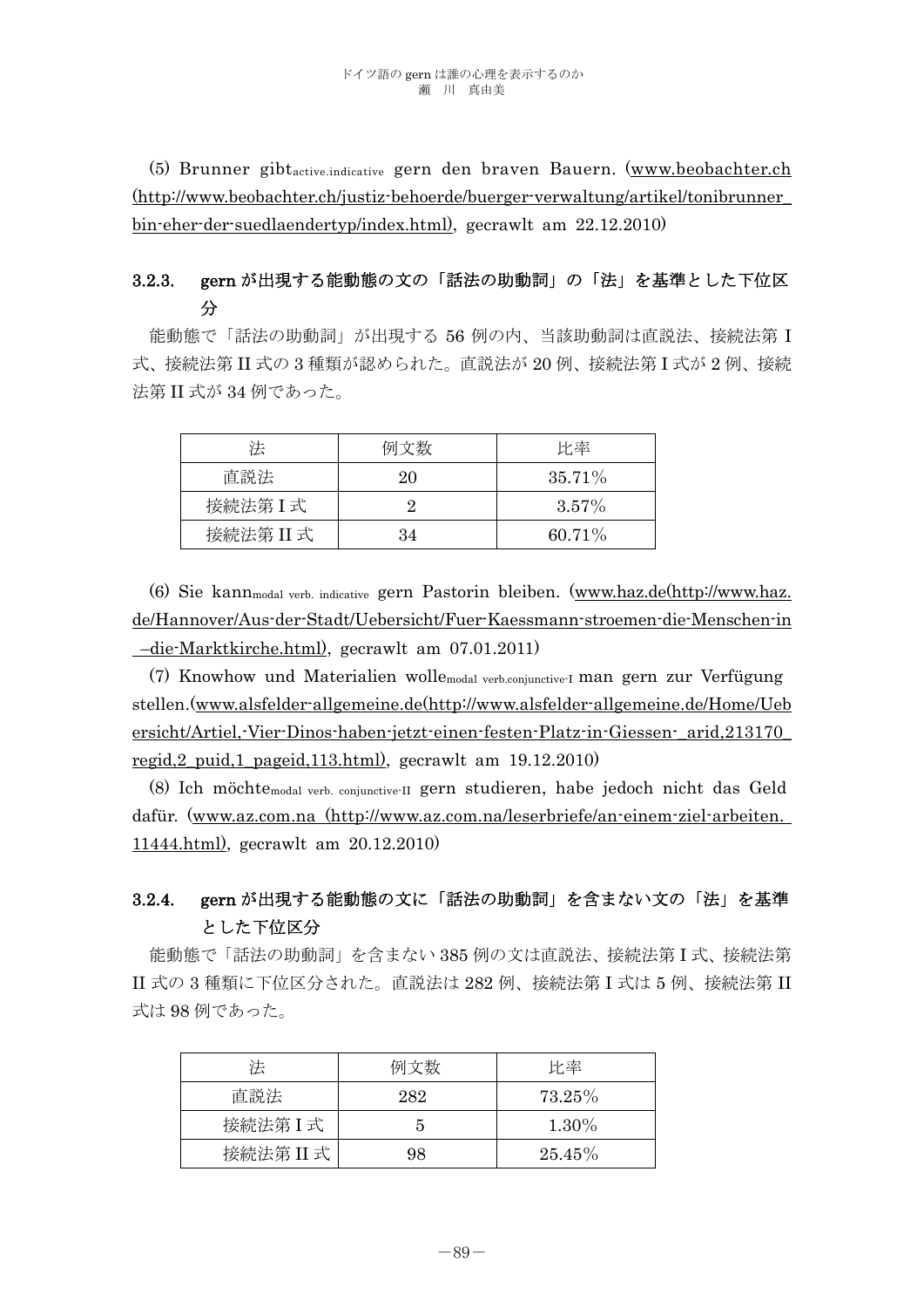(5) Brunner gibt$_{\text{active.indicative}}$ gern den braven Bauern. (www.beobachter.ch (http://www.beobachter.ch/justiz-behoerde/buerger-verwaltung/artikel/tonibrunner_bin-eher-der-suedlaendertyp/index.html), gecrawlt am 22.12.2010)

### 3.2.3. gern が出現する能動態の文の「話法の助動詞」の「法」を基準とした下位区分

能動態で「話法の助動詞」が出現する 56 例の内、当該助動詞は直説法、接続法第 I 式、接続法第 II 式の 3 種類が認められた。直説法が 20 例、接続法第 I 式が 2 例、接続法第 II 式が 34 例であった。

| 法 | 例文数 | 比率 |
|---|---|---|
| 直説法 | 20 | 35.71% |
| 接続法第 I 式 | 2 | 3.57% |
| 接続法第 II 式 | 34 | 60.71% |

(6) Sie kann$_{\text{modal verb. indicative}}$ gern Pastorin bleiben. (www.haz.de(http://www.haz.de/Hannover/Aus-der-Stadt/Uebersicht/Fuer-Kaessmann-stroemen-die-Menschen-in–die-Marktkirche.html), gecrawlt am 07.01.2011)

(7) Knowhow und Materialien wolle$_{\text{modal verb.conjunctive-I}}$ man gern zur Verfügung stellen.(www.alsfelder-allgemeine.de(http://www.alsfelder-allgemeine.de/Home/Uebersicht/Artiel,-Vier-Dinos-haben-jetzt-einen-festen-Platz-in-Giessen-_arid,213170_regid,2_puid,1_pageid,113.html), gecrawlt am 19.12.2010)

(8) Ich möchte$_{\text{modal verb. conjunctive-II}}$ gern studieren, habe jedoch nicht das Geld dafür. (www.az.com.na (http://www.az.com.na/leserbriefe/an-einem-ziel-arbeiten.11444.html), gecrawlt am 20.12.2010)

### 3.2.4. gern が出現する能動態の文に「話法の助動詞」を含まない文の「法」を基準とした下位区分

能動態で「話法の助動詞」を含まない 385 例の文は直説法、接続法第 I 式、接続法第 II 式の 3 種類に下位区分された。直説法は 282 例、接続法第 I 式は 5 例、接続法第 II 式は 98 例であった。

| 法 | 例文数 | 比率 |
|---|---|---|
| 直説法 | 282 | 73.25% |
| 接続法第 I 式 | 5 | 1.30% |
| 接続法第 II 式 | 98 | 25.45% |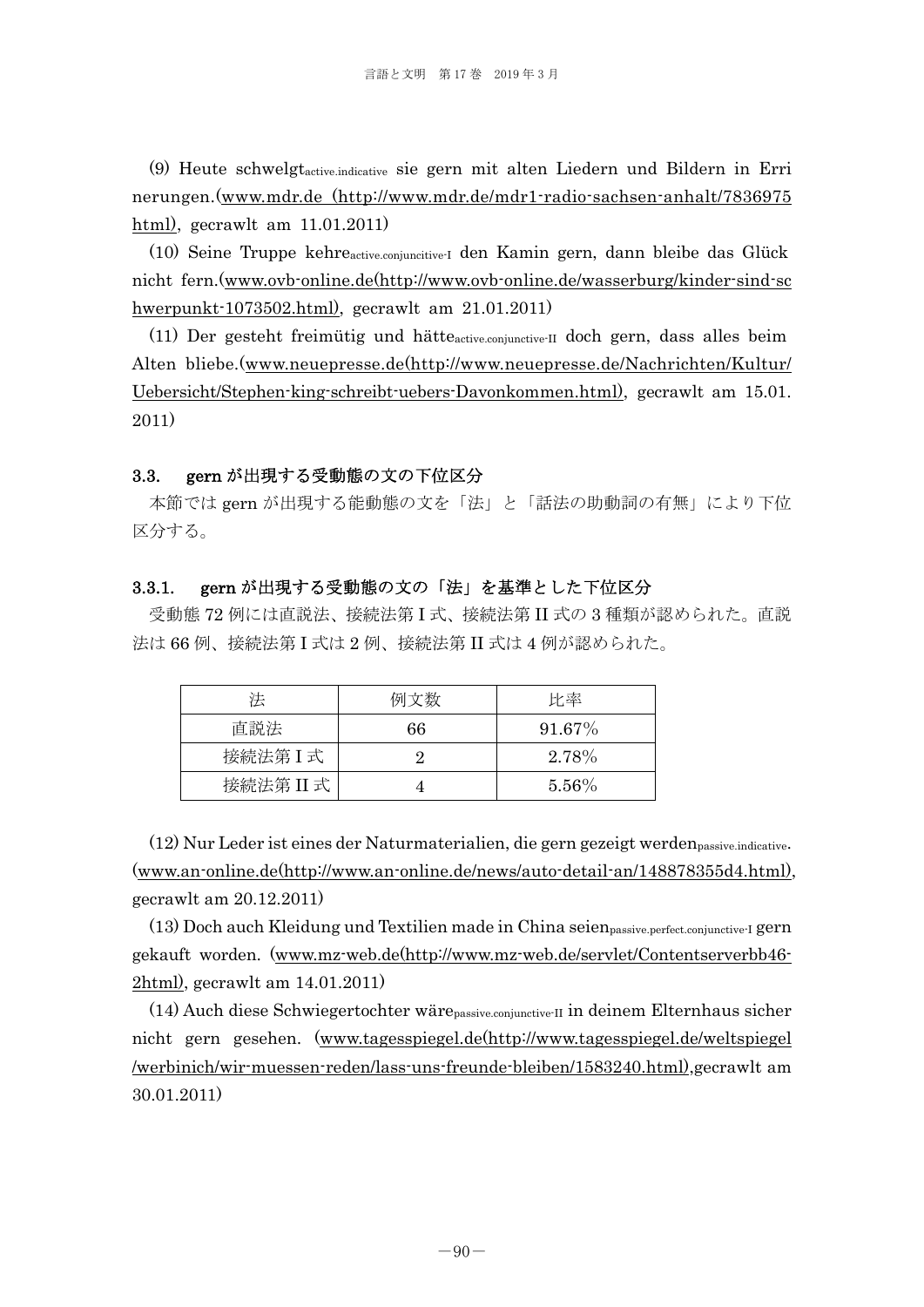(9) Heute schwelgt$_{\text{active.indicative}}$ sie gern mit alten Liedern und Bildern in Erri nerungen.(www.mdr.de (http://www.mdr.de/mdr1-radio-sachsen-anhalt/7836975 html), gecrawlt am 11.01.2011)

(10) Seine Truppe kehre$_{\text{active.conjuncitive-I}}$ den Kamin gern, dann bleibe das Glück nicht fern.(www.ovb-online.de(http://www.ovb-online.de/wasserburg/kinder-sind-sc hwerpunkt-1073502.html), gecrawlt am 21.01.2011)

(11) Der gesteht freimütig und hätte$_{\text{active.conjunctive-II}}$ doch gern, dass alles beim Alten bliebe.(www.neuepresse.de(http://www.neuepresse.de/Nachrichten/Kultur/Uebersicht/Stephen-king-schreibt-uebers-Davonkommen.html), gecrawlt am 15.01. 2011)

### 3.3. gern が出現する受動態の文の下位区分

本節では gern が出現する能動態の文を「法」と「話法の助動詞の有無」により下位区分する。

#### 3.3.1. gern が出現する受動態の文の「法」を基準とした下位区分

受動態 72 例には直説法、接続法第 I 式、接続法第 II 式の 3 種類が認められた。直説法は 66 例、接続法第 I 式は 2 例、接続法第 II 式は 4 例が認められた。

| 法 | 例文数 | 比率 |
|---|---|---|
| 直説法 | 66 | 91.67% |
| 接続法第 I 式 | 2 | 2.78% |
| 接続法第 II 式 | 4 | 5.56% |

(12) Nur Leder ist eines der Naturmaterialien, die gern gezeigt werden$_{\text{passive.indicative}}$. (www.an-online.de(http://www.an-online.de/news/auto-detail-an/148878355d4.html), gecrawlt am 20.12.2011)

(13) Doch auch Kleidung und Textilien made in China seien$_{\text{passive.perfect.conjunctive-I}}$ gern gekauft worden. (www.mz-web.de(http://www.mz-web.de/servlet/Contentserverbb46-2html), gecrawlt am 14.01.2011)

(14) Auch diese Schwiegertochter wäre$_{\text{passive.conjunctive-II}}$ in deinem Elternhaus sicher nicht gern gesehen. (www.tagesspiegel.de(http://www.tagesspiegel.de/weltspiegel/werbinich/wir-muessen-reden/lass-uns-freunde-bleiben/1583240.html),gecrawlt am 30.01.2011)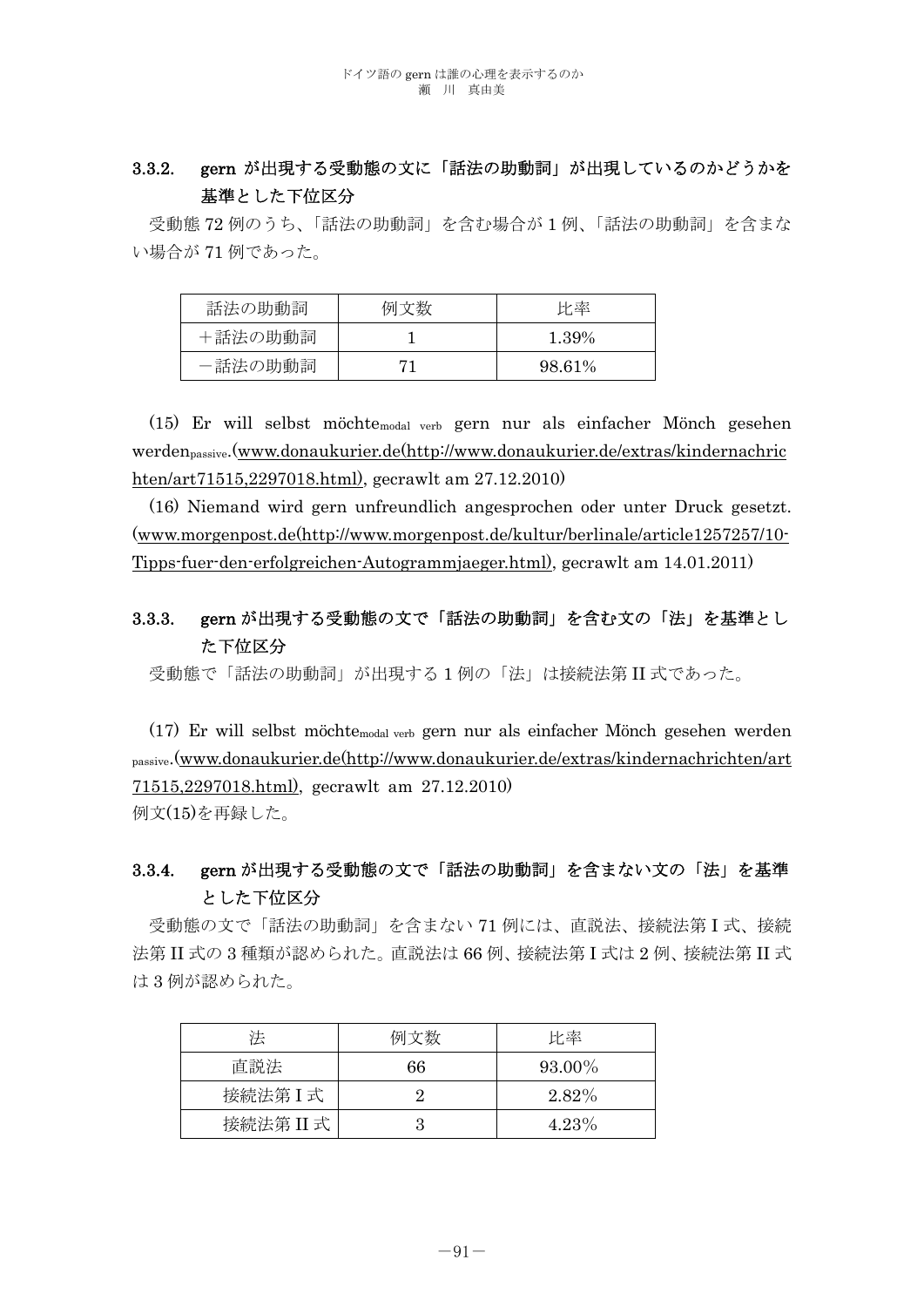### 3.3.2. gern が出現する受動態の文に「話法の助動詞」が出現しているのかどうかを基準とした下位区分

受動態 72 例のうち、「話法の助動詞」を含む場合が 1 例、「話法の助動詞」を含まない場合が 71 例であった。

| 話法の助動詞 | 例文数 | 比率 |
|---|---|---|
| ＋話法の助動詞 | 1 | 1.39% |
| －話法の助動詞 | 71 | 98.61% |

(15) Er will selbst möchte$_{\text{modal verb}}$ gern nur als einfacher Mönch gesehen werden$_{\text{passive}}$.(www.donaukurier.de(http://www.donaukurier.de/extras/kindernachrichten/art71515,2297018.html), gecrawlt am 27.12.2010)

(16) Niemand wird gern unfreundlich angesprochen oder unter Druck gesetzt. (www.morgenpost.de(http://www.morgenpost.de/kultur/berlinale/article1257257/10-Tipps-fuer-den-erfolgreichen-Autogrammjaeger.html), gecrawlt am 14.01.2011)

### 3.3.3. gern が出現する受動態の文で「話法の助動詞」を含む文の「法」を基準とした下位区分

受動態で「話法の助動詞」が出現する 1 例の「法」は接続法第 II 式であった。

(17) Er will selbst möchte$_{\text{modal verb}}$ gern nur als einfacher Mönch gesehen werden$_{\text{passive}}$.(www.donaukurier.de(http://www.donaukurier.de/extras/kindernachrichten/art71515,2297018.html), gecrawlt am 27.12.2010)
例文(15)を再録した。

### 3.3.4. gern が出現する受動態の文で「話法の助動詞」を含まない文の「法」を基準とした下位区分

受動態の文で「話法の助動詞」を含まない 71 例には、直説法、接続法第 I 式、接続法第 II 式の 3 種類が認められた。直説法は 66 例、接続法第 I 式は 2 例、接続法第 II 式は 3 例が認められた。

| 法 | 例文数 | 比率 |
|---|---|---|
| 直説法 | 66 | 93.00% |
| 接続法第 I 式 | 2 | 2.82% |
| 接続法第 II 式 | 3 | 4.23% |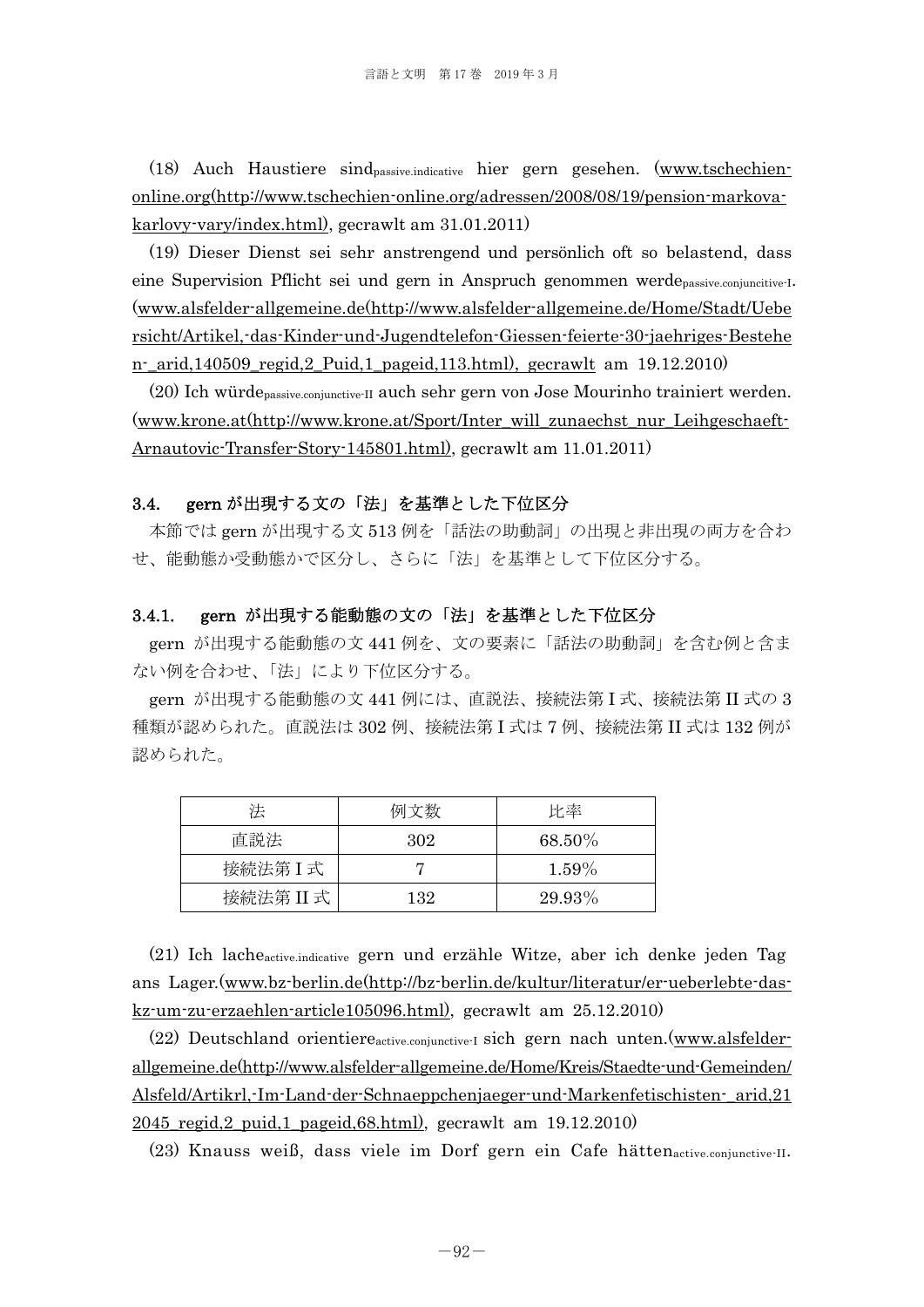(18) Auch Haustiere sind$_{\text{passive.indicative}}$ hier gern gesehen. (www.tschechien-online.org(http://www.tschechien-online.org/adressen/2008/08/19/pension-markova-karlovy-vary/index.html), gecrawlt am 31.01.2011)

(19) Dieser Dienst sei sehr anstrengend und persönlich oft so belastend, dass eine Supervision Pflicht sei und gern in Anspruch genommen werde$_{\text{passive.conjuncitive-I}}$. (www.alsfelder-allgemeine.de(http://www.alsfelder-allgemeine.de/Home/Stadt/Uebersicht/Artikel,-das-Kinder-und-Jugendtelefon-Giessen-feierte-30-jaehriges-Bestehen-_arid,140509_regid,2_Puid,1_pageid,113.html), gecrawlt am 19.12.2010)

(20) Ich würde$_{\text{passive.conjunctive-II}}$ auch sehr gern von Jose Mourinho trainiert werden. (www.krone.at(http://www.krone.at/Sport/Inter_will_zunaechst_nur_Leihgeschaeft-Arnautovic-Transfer-Story-145801.html), gecrawlt am 11.01.2011)

### 3.4. gern が出現する文の「法」を基準とした下位区分

本節では gern が出現する文 513 例を「話法の助動詞」の出現と非出現の両方を合わせ、能動態か受動態かで区分し、さらに「法」を基準として下位区分する。

### 3.4.1. gern が出現する能動態の文の「法」を基準とした下位区分

gern が出現する能動態の文 441 例を、文の要素に「話法の助動詞」を含む例と含まない例を合わせ、「法」により下位区分する。

gern が出現する能動態の文 441 例には、直説法、接続法第 I 式、接続法第 II 式の 3 種類が認められた。直説法は 302 例、接続法第 I 式は 7 例、接続法第 II 式は 132 例が認められた。

| 法 | 例文数 | 比率 |
|---|---|---|
| 直説法 | 302 | 68.50% |
| 接続法第 I 式 | 7 | 1.59% |
| 接続法第 II 式 | 132 | 29.93% |

(21) Ich lache$_{\text{active.indicative}}$ gern und erzähle Witze, aber ich denke jeden Tag ans Lager.(www.bz-berlin.de(http://bz-berlin.de/kultur/literatur/er-ueberlebte-das-kz-um-zu-erzaehlen-article105096.html), gecrawlt am 25.12.2010)

(22) Deutschland orientiere$_{\text{active.conjunctive-I}}$ sich gern nach unten.(www.alsfelder-allgemeine.de(http://www.alsfelder-allgemeine.de/Home/Kreis/Staedte-und-Gemeinden/Alsfeld/Artikrl,-Im-Land-der-Schnaeppchenjaeger-und-Markenfetischisten-_arid,212045_regid,2_puid,1_pageid,68.html), gecrawlt am 19.12.2010)

(23) Knauss weiß, dass viele im Dorf gern ein Cafe hätten$_{\text{active.conjunctive-II}}$.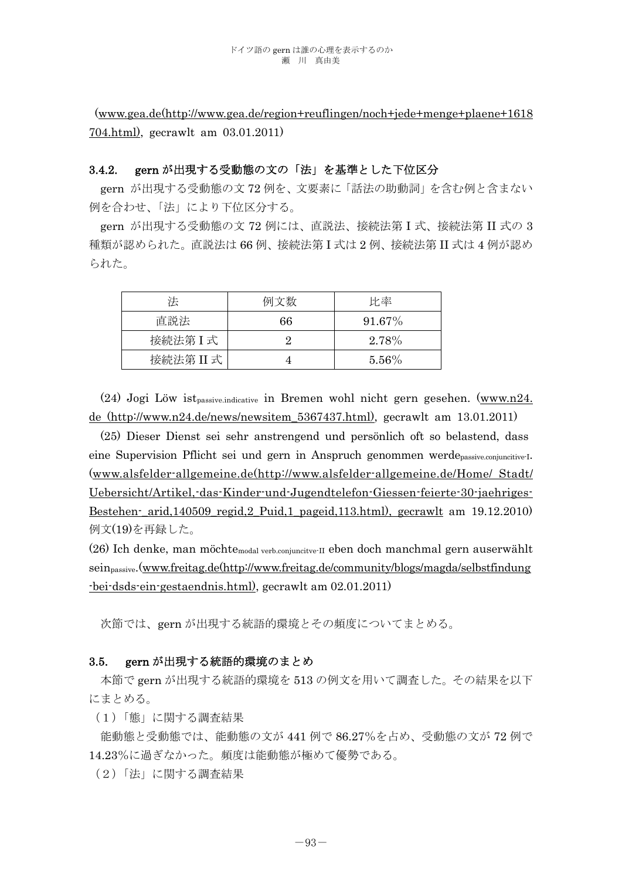(www.gea.de(http://www.gea.de/region+reuflingen/noch+jede+menge+plaene+1618704.html), gecrawlt am 03.01.2011)

### 3.4.2. gern が出現する受動態の文の「法」を基準とした下位区分

gern が出現する受動態の文 72 例を、文要素に「話法の助動詞」を含む例と含まない例を合わせ、「法」により下位区分する。

gern が出現する受動態の文 72 例には、直説法、接続法第 I 式、接続法第 II 式の 3 種類が認められた。直説法は 66 例、接続法第 I 式は 2 例、接続法第 II 式は 4 例が認められた。

| 法 | 例文数 | 比率 |
|---|---|---|
| 直説法 | 66 | 91.67% |
| 接続法第 I 式 | 2 | 2.78% |
| 接続法第 II 式 | 4 | 5.56% |

(24) Jogi Löw ist_passive.indicative in Bremen wohl nicht gern gesehen. (www.n24.de (http://www.n24.de/news/newsitem_5367437.html), gecrawlt am 13.01.2011)

(25) Dieser Dienst sei sehr anstrengend und persönlich oft so belastend, dass eine Supervision Pflicht sei und gern in Anspruch genommen werde_passive.conjuncitive-I. (www.alsfelder-allgemeine.de(http://www.alsfelder-allgemeine.de/Home/_Stadt/Uebersicht/Artikel,-das-Kinder-und-Jugendtelefon-Giessen-feierte-30-jaehriges-Bestehen-_arid,140509_regid,2_Puid,1_pageid,113.html), gecrawlt am 19.12.2010)
例文(19)を再録した。

(26) Ich denke, man möchte_modal verb.conjuncitve-II eben doch manchmal gern auserwählt sein_passive.(www.freitag.de(http://www.freitag.de/community/blogs/magda/selbstfindung-bei-dsds-ein-gestaendnis.html), gecrawlt am 02.01.2011)

次節では、gern が出現する統語的環境とその頻度についてまとめる。

### 3.5. gern が出現する統語的環境のまとめ

本節で gern が出現する統語的環境を 513 の例文を用いて調査した。その結果を以下にまとめる。

（1）「態」に関する調査結果

能動態と受動態では、能動態の文が 441 例で 86.27%を占め、受動態の文が 72 例で 14.23%に過ぎなかった。頻度は能動態が極めて優勢である。

（2）「法」に関する調査結果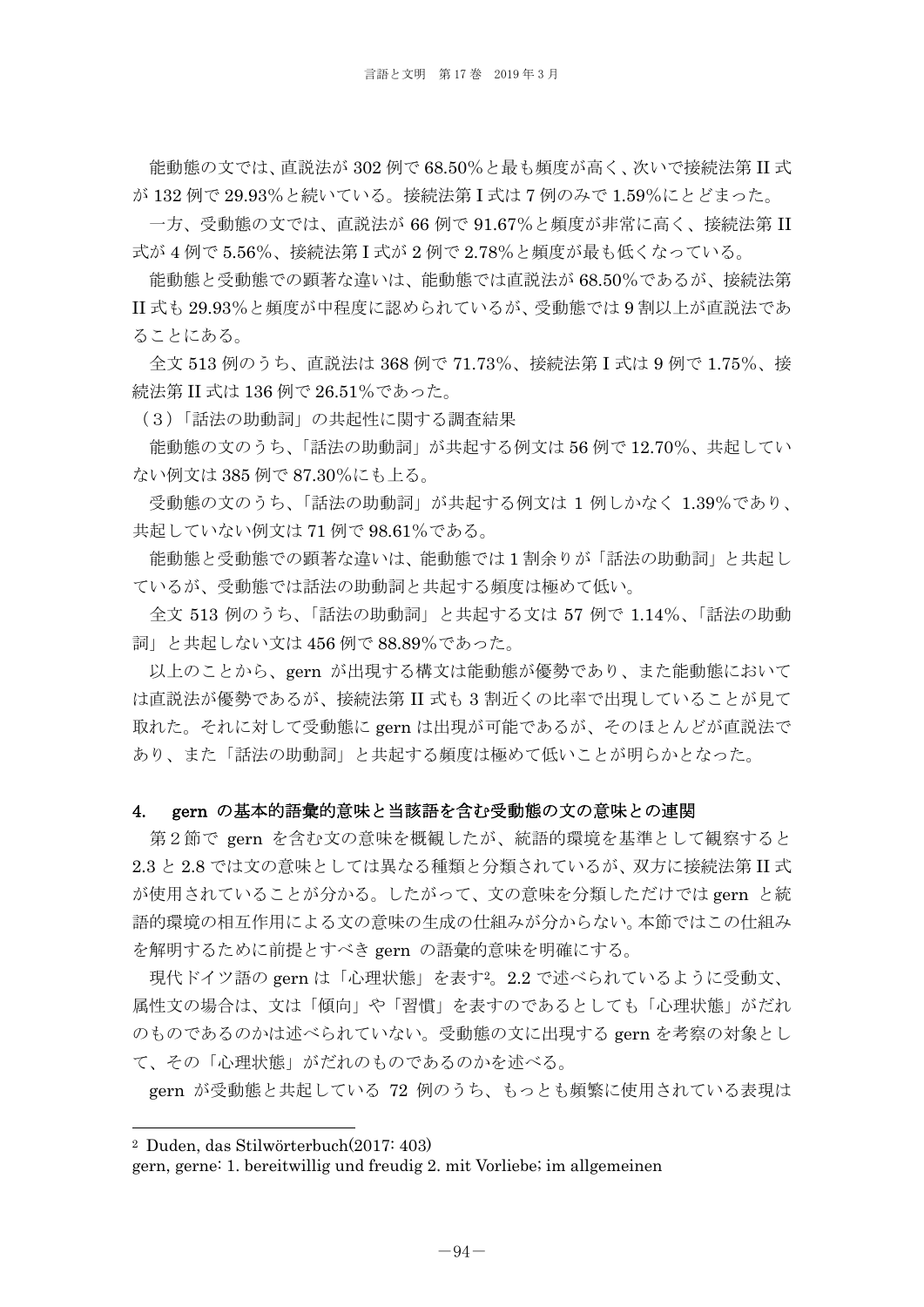能動態の文では、直説法が 302 例で 68.50%と最も頻度が高く、次いで接続法第 II 式が 132 例で 29.93%と続いている。接続法第 I 式は 7 例のみで 1.59%にとどまった。

一方、受動態の文では、直説法が 66 例で 91.67%と頻度が非常に高く、接続法第 II 式が 4 例で 5.56%、接続法第 I 式が 2 例で 2.78%と頻度が最も低くなっている。

能動態と受動態での顕著な違いは、能動態では直説法が 68.50%であるが、接続法第 II 式も 29.93%と頻度が中程度に認められているが、受動態では 9 割以上が直説法であることにある。

全文 513 例のうち、直説法は 368 例で 71.73%、接続法第 I 式は 9 例で 1.75%、接続法第 II 式は 136 例で 26.51%であった。

（3）「話法の助動詞」の共起性に関する調査結果

能動態の文のうち、「話法の助動詞」が共起する例文は 56 例で 12.70%、共起していない例文は 385 例で 87.30%にも上る。

受動態の文のうち、「話法の助動詞」が共起する例文は 1 例しかなく 1.39%であり、共起していない例文は 71 例で 98.61%である。

能動態と受動態での顕著な違いは、能動態では 1 割余りが「話法の助動詞」と共起しているが、受動態では話法の助動詞と共起する頻度は極めて低い。

全文 513 例のうち、「話法の助動詞」と共起する文は 57 例で 1.14%、「話法の助動詞」と共起しない文は 456 例で 88.89%であった。

以上のことから、gern が出現する構文は能動態が優勢であり、また能動態においては直説法が優勢であるが、接続法第 II 式も 3 割近くの比率で出現していることが見て取れた。それに対して受動態に gern は出現が可能であるが、そのほとんどが直説法であり、また「話法の助動詞」と共起する頻度は極めて低いことが明らかとなった。

## 4. gern の基本的語彙的意味と当該語を含む受動態の文の意味との連関

第 2 節で gern を含む文の意味を概観したが、統語的環境を基準として観察すると 2.3 と 2.8 では文の意味としては異なる種類と分類されているが、双方に接続法第 II 式が使用されていることが分かる。したがって、文の意味を分類しただけでは gern と統語的環境の相互作用による文の意味の生成の仕組みが分からない。本節ではこの仕組みを解明するために前提とすべき gern の語彙的意味を明確にする。

現代ドイツ語の gern は「心理状態」を表す[2]。2.2 で述べられているように受動文、属性文の場合は、文は「傾向」や「習慣」を表すのであるとしても「心理状態」がだれのものであるのかは述べられていない。受動態の文に出現する gern を考察の対象として、その「心理状態」がだれのものであるのかを述べる。

gern が受動態と共起している 72 例のうち、もっとも頻繁に使用されている表現は

---

[2] Duden, das Stilwörterbuch(2017: 403)
gern, gerne: 1. bereitwillig und freudig 2. mit Vorliebe; im allgemeinen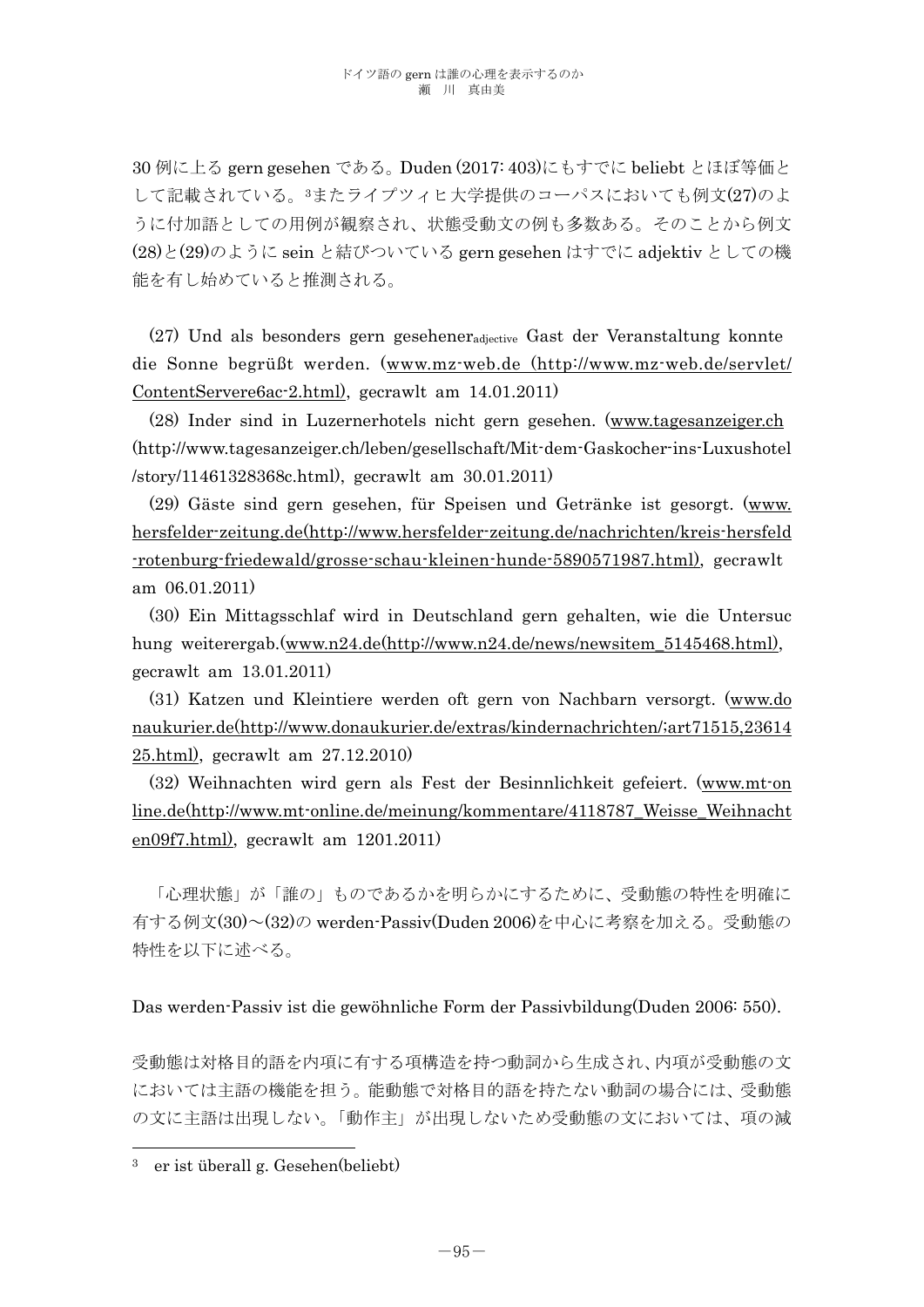30 例に上る gern gesehen である。Duden (2017: 403)にもすでに beliebt とほぼ等価として記載されている。[3]またライプツィヒ大学提供のコーパスにおいても例文(27)のように付加語としての用例が観察され、状態受動文の例も多数ある。そのことから例文(28)と(29)のように sein と結びついている gern gesehen はすでに adjektiv としての機能を有し始めていると推測される。

(27) Und als besonders gern gesehener$_{\text{adjective}}$ Gast der Veranstaltung konnte die Sonne begrüßt werden. (www.mz-web.de (http://www.mz-web.de/servlet/ContentServere6ac-2.html), gecrawlt am 14.01.2011)

(28) Inder sind in Luzernerhotels nicht gern gesehen. (www.tagesanzeiger.ch (http://www.tagesanzeiger.ch/leben/gesellschaft/Mit-dem-Gaskocher-ins-Luxushotel/story/11461328368c.html), gecrawlt am 30.01.2011)

(29) Gäste sind gern gesehen, für Speisen und Getränke ist gesorgt. (www.hersfelder-zeitung.de(http://www.hersfelder-zeitung.de/nachrichten/kreis-hersfeld-rotenburg-friedewald/grosse-schau-kleinen-hunde-5890571987.html), gecrawlt am 06.01.2011)

(30) Ein Mittagsschlaf wird in Deutschland gern gehalten, wie die Untersuchung weiterergab.(www.n24.de(http://www.n24.de/news/newsitem_5145468.html), gecrawlt am 13.01.2011)

(31) Katzen und Kleintiere werden oft gern von Nachbarn versorgt. (www.donaukurier.de(http://www.donaukurier.de/extras/kindernachrichten/;art71515,2361425.html), gecrawlt am 27.12.2010)

(32) Weihnachten wird gern als Fest der Besinnlichkeit gefeiert. (www.mt-online.de(http://www.mt-online.de/meinung/kommentare/4118787_Weisse_Weihnachten09f7.html), gecrawlt am 1201.2011)

「心理状態」が「誰の」ものであるかを明らかにするために、受動態の特性を明確に有する例文(30)～(32)の werden-Passiv(Duden 2006)を中心に考察を加える。受動態の特性を以下に述べる。

Das werden-Passiv ist die gewöhnliche Form der Passivbildung(Duden 2006: 550).

受動態は対格目的語を内項に有する項構造を持つ動詞から生成され、内項が受動態の文においては主語の機能を担う。能動態で対格目的語を持たない動詞の場合には、受動態の文に主語は出現しない。「動作主」が出現しないため受動態の文においては、項の減

---

[3] er ist überall g. Gesehen(beliebt)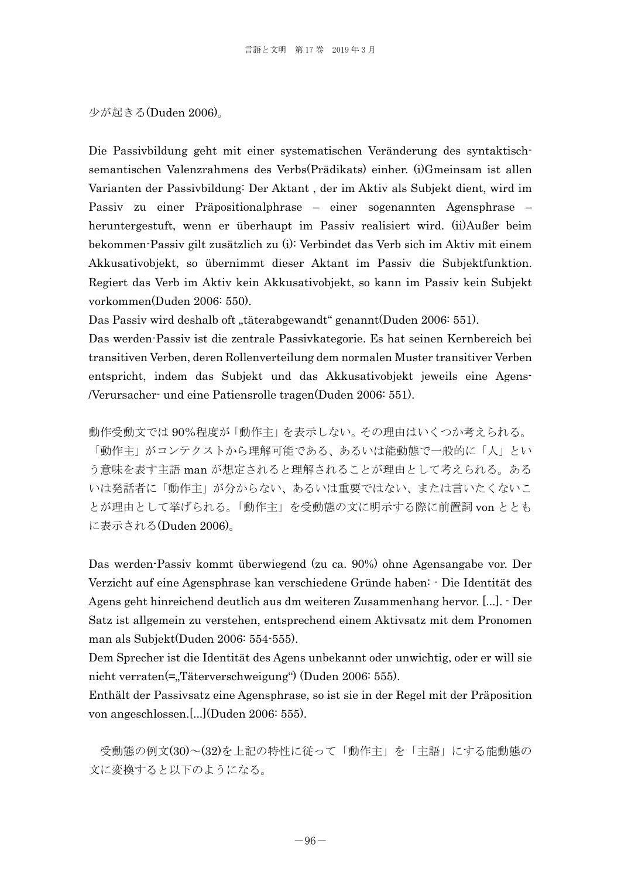少が起きる(Duden 2006)。

Die Passivbildung geht mit einer systematischen Veränderung des syntaktisch-semantischen Valenzrahmens des Verbs(Prädikats) einher. (i)Gmeinsam ist allen Varianten der Passivbildung: Der Aktant , der im Aktiv als Subjekt dient, wird im Passiv zu einer Präpositionalphrase – einer sogenannten Agensphrase – heruntergestuft, wenn er überhaupt im Passiv realisiert wird. (ii)Außer beim bekommen-Passiv gilt zusätzlich zu (i): Verbindet das Verb sich im Aktiv mit einem Akkusativobjekt, so übernimmt dieser Aktant im Passiv die Subjektfunktion. Regiert das Verb im Aktiv kein Akkusativobjekt, so kann im Passiv kein Subjekt vorkommen(Duden 2006: 550).
Das Passiv wird deshalb oft „täterabgewandt" genannt(Duden 2006: 551).
Das werden-Passiv ist die zentrale Passivkategorie. Es hat seinen Kernbereich bei transitiven Verben, deren Rollenverteilung dem normalen Muster transitiver Verben entspricht, indem das Subjekt und das Akkusativobjekt jeweils eine Agens-/Verursacher- und eine Patiensrolle tragen(Duden 2006: 551).

動作受動文では 90%程度が「動作主」を表示しない。その理由はいくつか考えられる。「動作主」がコンテクストから理解可能である、あるいは能動態で一般的に「人」という意味を表す主語 man が想定されると理解されることが理由として考えられる。あるいは発話者に「動作主」が分からない、あるいは重要ではない、または言いたくないことが理由として挙げられる。「動作主」を受動態の文に明示する際に前置詞 von とともに表示される(Duden 2006)。

Das werden-Passiv kommt überwiegend (zu ca. 90%) ohne Agensangabe vor. Der Verzicht auf eine Agensphrase kan verschiedene Gründe haben: - Die Identität des Agens geht hinreichend deutlich aus dm weiteren Zusammenhang hervor. [...]. - Der Satz ist allgemein zu verstehen, entsprechend einem Aktivsatz mit dem Pronomen man als Subjekt(Duden 2006: 554-555).
Dem Sprecher ist die Identität des Agens unbekannt oder unwichtig, oder er will sie nicht verraten(=„Täterverschweigung") (Duden 2006: 555).
Enthält der Passivsatz eine Agensphrase, so ist sie in der Regel mit der Präposition von angeschlossen.[...](Duden 2006: 555).

受動態の例文(30)～(32)を上記の特性に従って「動作主」を「主語」にする能動態の文に変換すると以下のようになる。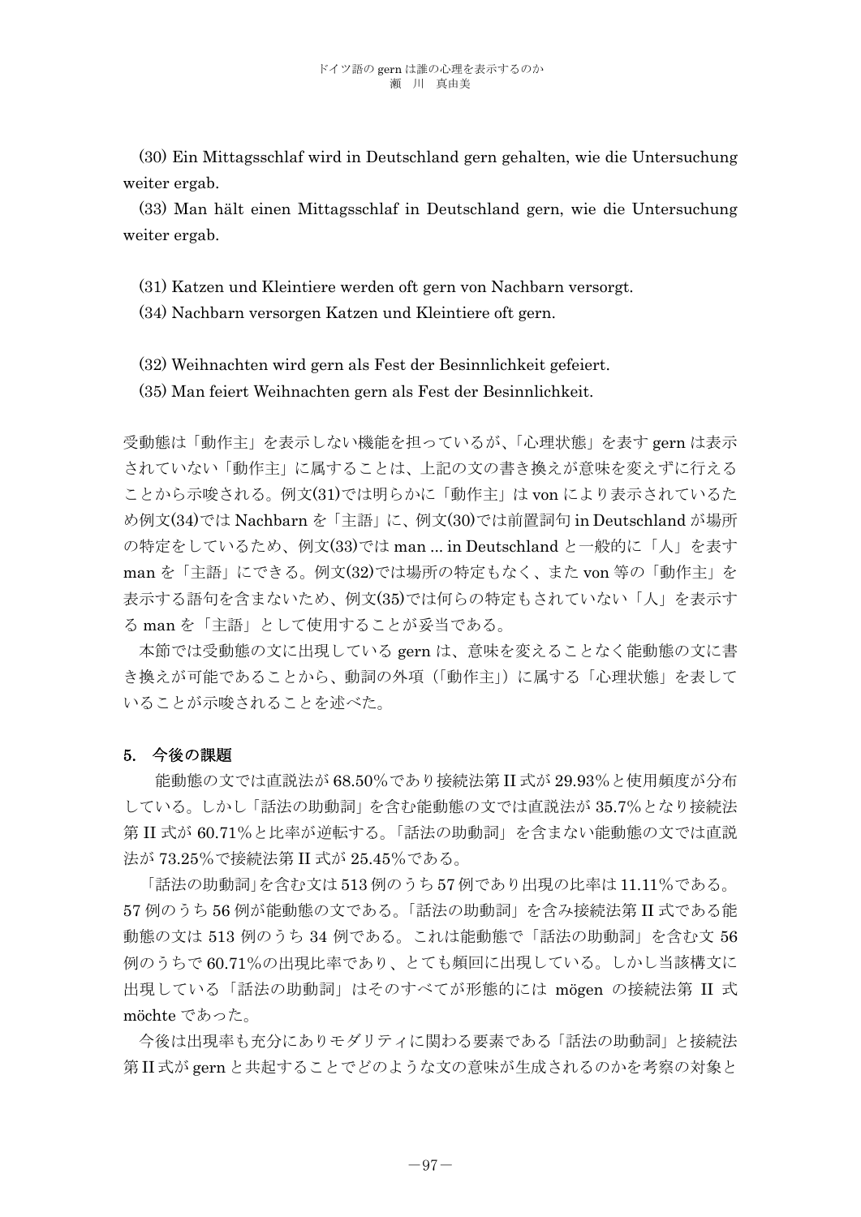(30) Ein Mittagsschlaf wird in Deutschland gern gehalten, wie die Untersuchung weiter ergab.

(33) Man hält einen Mittagsschlaf in Deutschland gern, wie die Untersuchung weiter ergab.

(31) Katzen und Kleintiere werden oft gern von Nachbarn versorgt.

(34) Nachbarn versorgen Katzen und Kleintiere oft gern.

(32) Weihnachten wird gern als Fest der Besinnlichkeit gefeiert.

(35) Man feiert Weihnachten gern als Fest der Besinnlichkeit.

受動態は「動作主」を表示しない機能を担っているが、「心理状態」を表す gern は表示されていない「動作主」に属することは、上記の文の書き換えが意味を変えずに行えることから示唆される。例文(31)では明らかに「動作主」は von により表示されているため例文(34)では Nachbarn を「主語」に、例文(30)では前置詞句 in Deutschland が場所の特定をしているため、例文(33)では man ... in Deutschland と一般的に「人」を表す man を「主語」にできる。例文(32)では場所の特定もなく、また von 等の「動作主」を表示する語句を含まないため、例文(35)では何らの特定もされていない「人」を表示する man を「主語」として使用することが妥当である。

本節では受動態の文に出現している gern は、意味を変えることなく能動態の文に書き換えが可能であることから、動詞の外項（「動作主」）に属する「心理状態」を表していることが示唆されることを述べた。

## 5. 今後の課題

能動態の文では直説法が 68.50%であり接続法第 II 式が 29.93%と使用頻度が分布している。しかし「話法の助動詞」を含む能動態の文では直説法が 35.7%となり接続法第 II 式が 60.71%と比率が逆転する。「話法の助動詞」を含まない能動態の文では直説法が 73.25%で接続法第 II 式が 25.45%である。

「話法の助動詞」を含む文は 513 例のうち 57 例であり出現の比率は 11.11%である。57 例のうち 56 例が能動態の文である。「話法の助動詞」を含み接続法第 II 式である能動態の文は 513 例のうち 34 例である。これは能動態で「話法の助動詞」を含む文 56 例のうちで 60.71%の出現比率であり、とても頻回に出現している。しかし当該構文に出現している「話法の助動詞」はそのすべてが形態的には mögen の接続法第 II 式 möchte であった。

今後は出現率も充分にありモダリティに関わる要素である「話法の助動詞」と接続法第 II 式が gern と共起することでどのような文の意味が生成されるのかを考察の対象と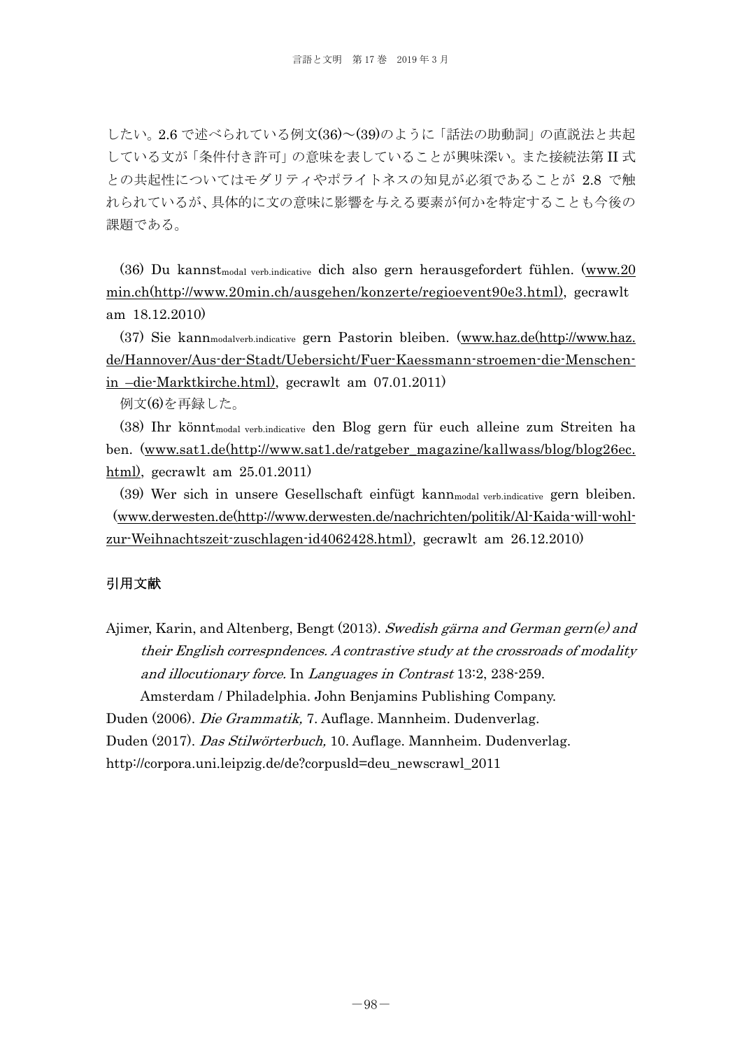したい。2.6 で述べられている例文(36)～(39)のように「話法の助動詞」の直説法と共起している文が「条件付き許可」の意味を表していることが興味深い。また接続法第 II 式との共起性についてはモダリティやポライトネスの知見が必須であることが 2.8 で触れられているが、具体的に文の意味に影響を与える要素が何かを特定することも今後の課題である。

(36) Du kannst$_{\text{modal verb.indicative}}$ dich also gern herausgefordert fühlen. (www.20min.ch(http://www.20min.ch/ausgehen/konzerte/regioevent90e3.html), gecrawlt am 18.12.2010)

(37) Sie kann$_{\text{modalverb.indicative}}$ gern Pastorin bleiben. (www.haz.de(http://www.haz.de/Hannover/Aus-der-Stadt/Uebersicht/Fuer-Kaessmann-stroemen-die-Menschen-in –die-Marktkirche.html), gecrawlt am 07.01.2011)

例文(6)を再録した。

(38) Ihr könnt$_{\text{modal verb.indicative}}$ den Blog gern für euch alleine zum Streiten haben. (www.sat1.de(http://www.sat1.de/ratgeber_magazine/kallwass/blog/blog26ec.html), gecrawlt am 25.01.2011)

(39) Wer sich in unsere Gesellschaft einfügt kann$_{\text{modal verb.indicative}}$ gern bleiben. (www.derwesten.de(http://www.derwesten.de/nachrichten/politik/Al-Kaida-will-wohl-zur-Weihnachtszeit-zuschlagen-id4062428.html), gecrawlt am 26.12.2010)

## 引用文献

Ajimer, Karin, and Altenberg, Bengt (2013). *Swedish gärna and German gern(e) and their English correspndences. A contrastive study at the crossroads of modality and illocutionary force.* In *Languages in Contrast* 13:2, 238-259. Amsterdam / Philadelphia. John Benjamins Publishing Company.

Duden (2006). *Die Grammatik,* 7. Auflage. Mannheim. Dudenverlag.

Duden (2017). *Das Stilwörterbuch,* 10. Auflage. Mannheim. Dudenverlag.

http://corpora.uni.leipzig.de/de?corpusld=deu_newscrawl_2011